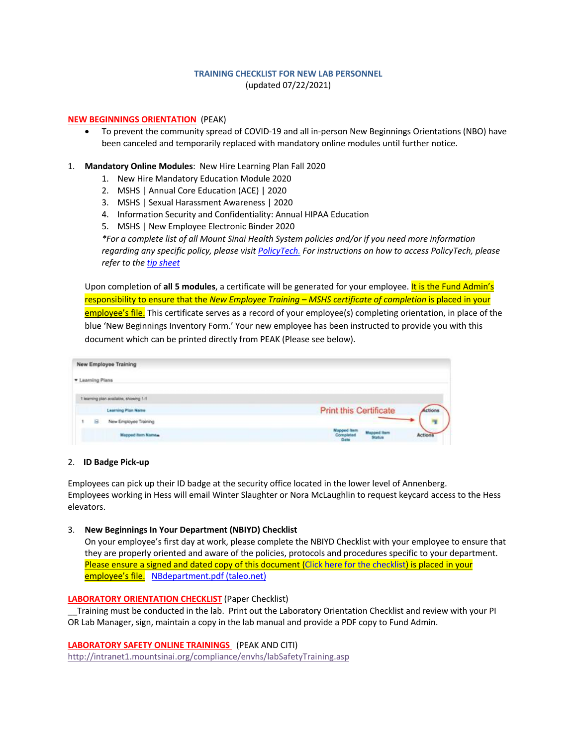# TRAINING CHECKLIST FOR NEW LAB PERSONNEL

(updated 07/22/2021)

## NEW BEGINNINGS ORIENTATION (PEAK)

- To prevent the community spread of COVID-19 and all in-person New Beginnings Orientations (NBO) have been canceled and temporarily replaced with mandatory online modules until further notice.

1. **Mandatory Online Modules**: New Hire Learning Plan Fall 2020
   1. New Hire Mandatory Education Module 2020
   2. MSHS | Annual Core Education (ACE) | 2020
   3. MSHS | Sexual Harassment Awareness | 2020
   4. Information Security and Confidentiality: Annual HIPAA Education
   5. MSHS | New Employee Electronic Binder 2020

   *For a complete list of all Mount Sinai Health System policies and/or if you need more information regarding any specific policy, please visit PolicyTech. For instructions on how to access PolicyTech, please refer to the tip sheet*

   Upon completion of **all 5 modules**, a certificate will be generated for your employee. It is the Fund Admin's responsibility to ensure that the *New Employee Training – MSHS certificate of completion* is placed in your employee's file. This certificate serves as a record of your employee(s) completing orientation, in place of the blue 'New Beginnings Inventory Form.' Your new employee has been instructed to provide you with this document which can be printed directly from PEAK (Please see below).

2. **ID Badge Pick-up**

Employees can pick up their ID badge at the security office located in the lower level of Annenberg.
Employees working in Hess will email Winter Slaughter or Nora McLaughlin to request keycard access to the Hess elevators.

3. **New Beginnings In Your Department (NBIYD) Checklist**
   On your employee's first day at work, please complete the NBIYD Checklist with your employee to ensure that they are properly oriented and aware of the policies, protocols and procedures specific to your department. Please ensure a signed and dated copy of this document (Click here for the checklist) is placed in your employee's file. NBdepartment.pdf (taleo.net)

## LABORATORY ORIENTATION CHECKLIST (Paper Checklist)

__Training must be conducted in the lab. Print out the Laboratory Orientation Checklist and review with your PI OR Lab Manager, sign, maintain a copy in the lab manual and provide a PDF copy to Fund Admin.

## LABORATORY SAFETY ONLINE TRAININGS (PEAK AND CITI)

http://intranet1.mountsinai.org/compliance/envhs/labSafetyTraining.asp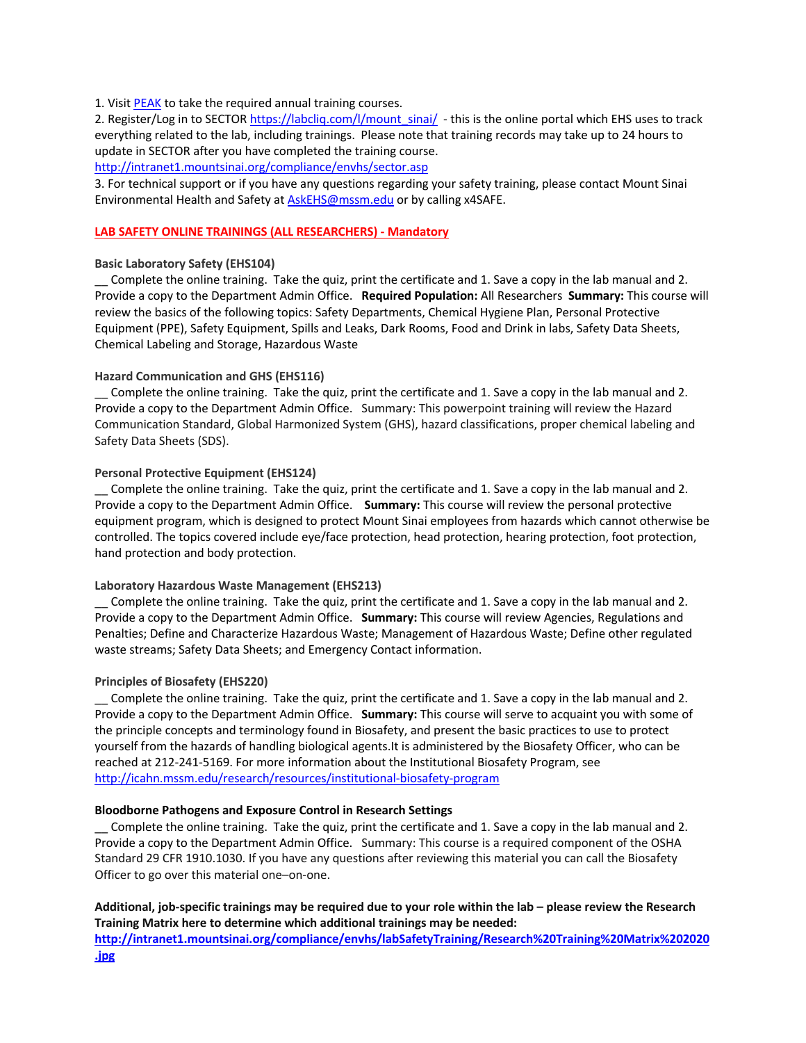1. Visit PEAK to take the required annual training courses.
2. Register/Log in to SECTOR https://labcliq.com/l/mount_sinai/ - this is the online portal which EHS uses to track everything related to the lab, including trainings. Please note that training records may take up to 24 hours to update in SECTOR after you have completed the training course.
http://intranet1.mountsinai.org/compliance/envhs/sector.asp
3. For technical support or if you have any questions regarding your safety training, please contact Mount Sinai Environmental Health and Safety at AskEHS@mssm.edu or by calling x4SAFE.

## LAB SAFETY ONLINE TRAININGS (ALL RESEARCHERS) - Mandatory

### Basic Laboratory Safety (EHS104)

__ Complete the online training. Take the quiz, print the certificate and 1. Save a copy in the lab manual and 2. Provide a copy to the Department Admin Office. **Required Population:** All Researchers **Summary:** This course will review the basics of the following topics: Safety Departments, Chemical Hygiene Plan, Personal Protective Equipment (PPE), Safety Equipment, Spills and Leaks, Dark Rooms, Food and Drink in labs, Safety Data Sheets, Chemical Labeling and Storage, Hazardous Waste

### Hazard Communication and GHS (EHS116)

__ Complete the online training. Take the quiz, print the certificate and 1. Save a copy in the lab manual and 2. Provide a copy to the Department Admin Office. Summary: This powerpoint training will review the Hazard Communication Standard, Global Harmonized System (GHS), hazard classifications, proper chemical labeling and Safety Data Sheets (SDS).

### Personal Protective Equipment (EHS124)

__ Complete the online training. Take the quiz, print the certificate and 1. Save a copy in the lab manual and 2. Provide a copy to the Department Admin Office. **Summary:** This course will review the personal protective equipment program, which is designed to protect Mount Sinai employees from hazards which cannot otherwise be controlled. The topics covered include eye/face protection, head protection, hearing protection, foot protection, hand protection and body protection.

### Laboratory Hazardous Waste Management (EHS213)

__ Complete the online training. Take the quiz, print the certificate and 1. Save a copy in the lab manual and 2. Provide a copy to the Department Admin Office. **Summary:** This course will review Agencies, Regulations and Penalties; Define and Characterize Hazardous Waste; Management of Hazardous Waste; Define other regulated waste streams; Safety Data Sheets; and Emergency Contact information.

### Principles of Biosafety (EHS220)

__ Complete the online training. Take the quiz, print the certificate and 1. Save a copy in the lab manual and 2. Provide a copy to the Department Admin Office. **Summary:** This course will serve to acquaint you with some of the principle concepts and terminology found in Biosafety, and present the basic practices to use to protect yourself from the hazards of handling biological agents.It is administered by the Biosafety Officer, who can be reached at 212-241-5169. For more information about the Institutional Biosafety Program, see http://icahn.mssm.edu/research/resources/institutional-biosafety-program

### Bloodborne Pathogens and Exposure Control in Research Settings

__ Complete the online training. Take the quiz, print the certificate and 1. Save a copy in the lab manual and 2. Provide a copy to the Department Admin Office. Summary: This course is a required component of the OSHA Standard 29 CFR 1910.1030. If you have any questions after reviewing this material you can call the Biosafety Officer to go over this material one–on-one.

**Additional, job-specific trainings may be required due to your role within the lab – please review the Research Training Matrix here to determine which additional trainings may be needed:**
**http://intranet1.mountsinai.org/compliance/envhs/labSafetyTraining/Research%20Training%20Matrix%202020.jpg**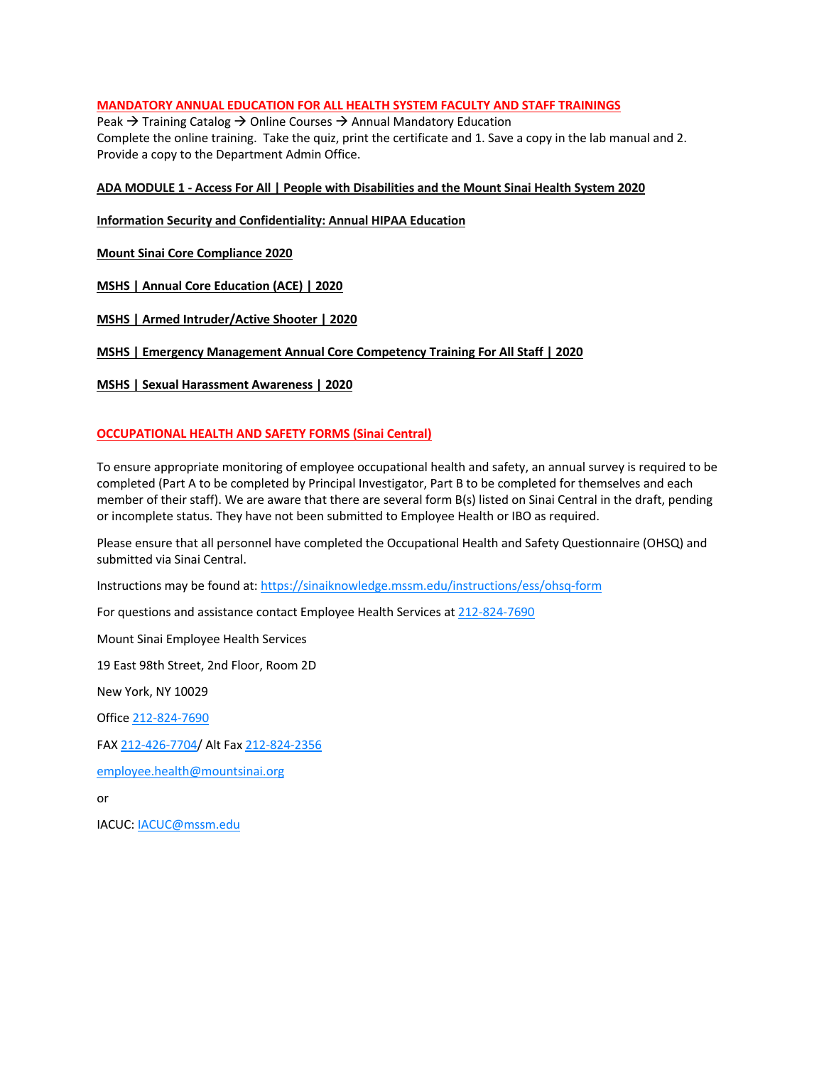## MANDATORY ANNUAL EDUCATION FOR ALL HEALTH SYSTEM FACULTY AND STAFF TRAININGS

Peak → Training Catalog → Online Courses → Annual Mandatory Education
Complete the online training. Take the quiz, print the certificate and 1. Save a copy in the lab manual and 2. Provide a copy to the Department Admin Office.

**ADA MODULE 1 - Access For All | People with Disabilities and the Mount Sinai Health System 2020**

**Information Security and Confidentiality: Annual HIPAA Education**

**Mount Sinai Core Compliance 2020**

**MSHS | Annual Core Education (ACE) | 2020**

**MSHS | Armed Intruder/Active Shooter | 2020**

**MSHS | Emergency Management Annual Core Competency Training For All Staff | 2020**

**MSHS | Sexual Harassment Awareness | 2020**

## OCCUPATIONAL HEALTH AND SAFETY FORMS (Sinai Central)

To ensure appropriate monitoring of employee occupational health and safety, an annual survey is required to be completed (Part A to be completed by Principal Investigator, Part B to be completed for themselves and each member of their staff). We are aware that there are several form B(s) listed on Sinai Central in the draft, pending or incomplete status. They have not been submitted to Employee Health or IBO as required.

Please ensure that all personnel have completed the Occupational Health and Safety Questionnaire (OHSQ) and submitted via Sinai Central.

Instructions may be found at: https://sinaiknowledge.mssm.edu/instructions/ess/ohsq-form

For questions and assistance contact Employee Health Services at 212-824-7690

Mount Sinai Employee Health Services

19 East 98th Street, 2nd Floor, Room 2D

New York, NY 10029

Office 212-824-7690

FAX 212-426-7704/ Alt Fax 212-824-2356

employee.health@mountsinai.org

or

IACUC: IACUC@mssm.edu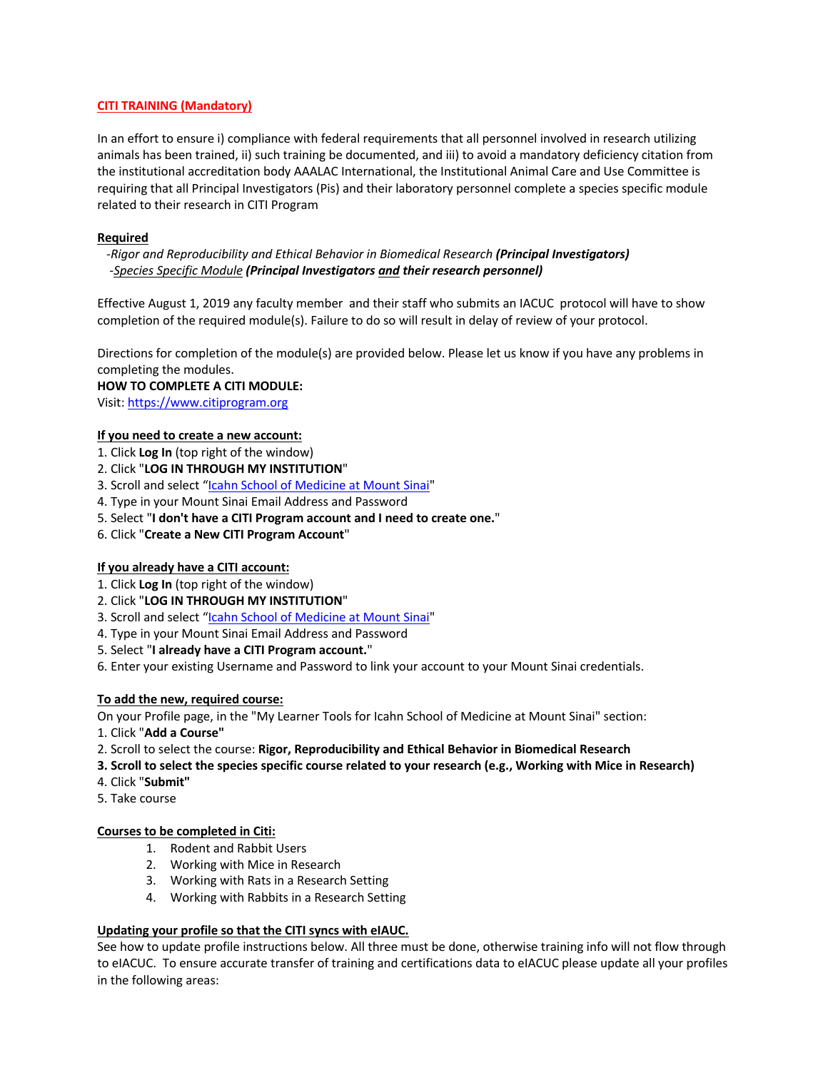**CITI TRAINING (Mandatory)**

In an effort to ensure i) compliance with federal requirements that all personnel involved in research utilizing animals has been trained, ii) such training be documented, and iii) to avoid a mandatory deficiency citation from the institutional accreditation body AAALAC International, the Institutional Animal Care and Use Committee is requiring that all Principal Investigators (Pis) and their laboratory personnel complete a species specific module related to their research in CITI Program

**Required**

-*Rigor and Reproducibility and Ethical Behavior in Biomedical Research* ***(Principal Investigators)***
-*Species Specific Module* ***(Principal Investigators and their research personnel)***

Effective August 1, 2019 any faculty member and their staff who submits an IACUC protocol will have to show completion of the required module(s). Failure to do so will result in delay of review of your protocol.

Directions for completion of the module(s) are provided below. Please let us know if you have any problems in completing the modules.

**HOW TO COMPLETE A CITI MODULE:**

Visit: https://www.citiprogram.org

**If you need to create a new account:**

1. Click **Log In** (top right of the window)
2. Click "**LOG IN THROUGH MY INSTITUTION**"
3. Scroll and select "Icahn School of Medicine at Mount Sinai"
4. Type in your Mount Sinai Email Address and Password
5. Select "**I don't have a CITI Program account and I need to create one.**"
6. Click "**Create a New CITI Program Account**"

**If you already have a CITI account:**

1. Click **Log In** (top right of the window)
2. Click "**LOG IN THROUGH MY INSTITUTION**"
3. Scroll and select "Icahn School of Medicine at Mount Sinai"
4. Type in your Mount Sinai Email Address and Password
5. Select "**I already have a CITI Program account.**"
6. Enter your existing Username and Password to link your account to your Mount Sinai credentials.

**To add the new, required course:**

On your Profile page, in the "My Learner Tools for Icahn School of Medicine at Mount Sinai" section:

1. Click "**Add a Course"**
2. Scroll to select the course: **Rigor, Reproducibility and Ethical Behavior in Biomedical Research**
3. **Scroll to select the species specific course related to your research (e.g., Working with Mice in Research)**
4. Click "**Submit"**
5. Take course

**Courses to be completed in Citi:**

1. Rodent and Rabbit Users
2. Working with Mice in Research
3. Working with Rats in a Research Setting
4. Working with Rabbits in a Research Setting

**Updating your profile so that the CITI syncs with eIAUC.**

See how to update profile instructions below. All three must be done, otherwise training info will not flow through to eIACUC. To ensure accurate transfer of training and certifications data to eIACUC please update all your profiles in the following areas: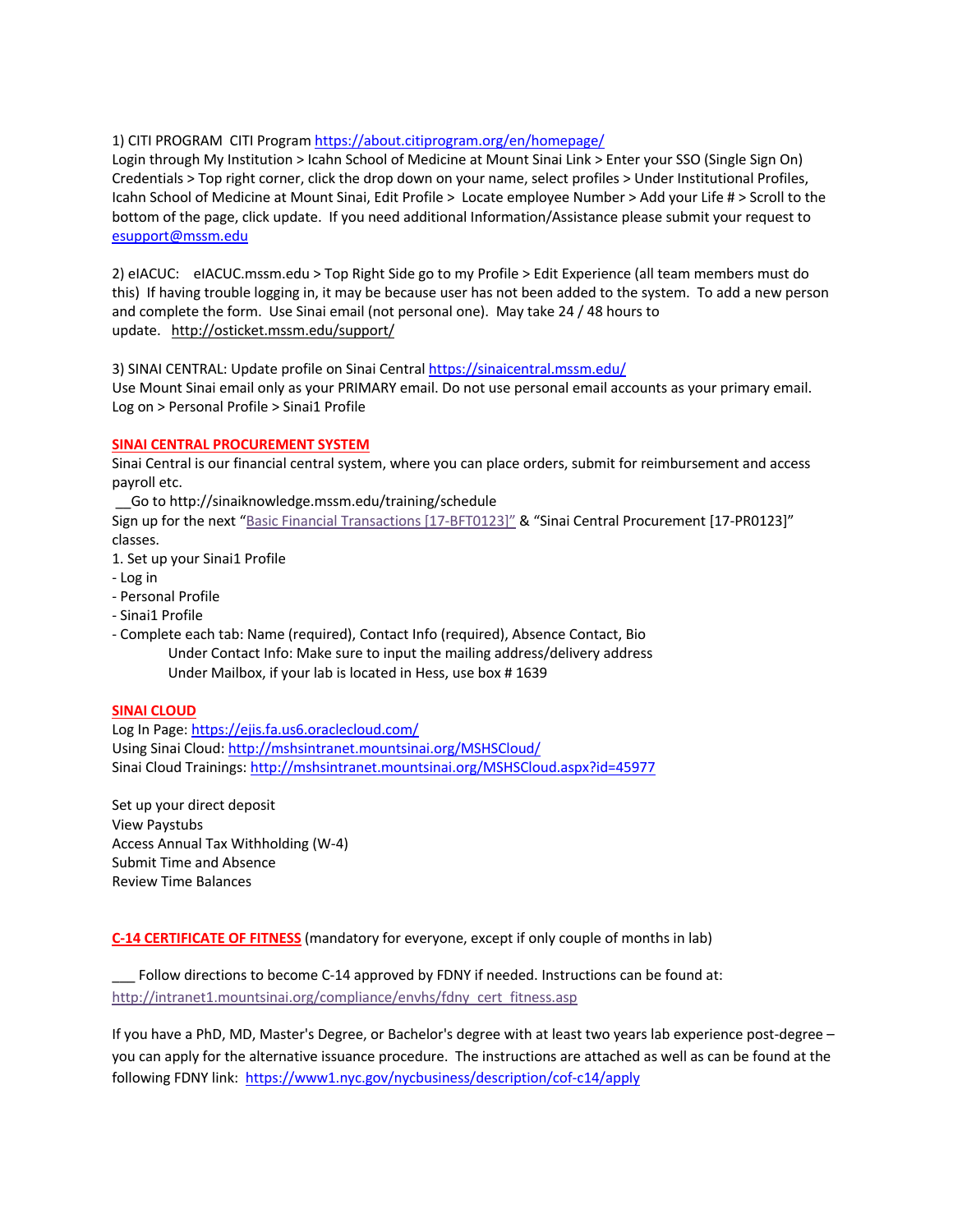1) CITI PROGRAM  CITI Program https://about.citiprogram.org/en/homepage/
Login through My Institution > Icahn School of Medicine at Mount Sinai Link > Enter your SSO (Single Sign On) Credentials > Top right corner, click the drop down on your name, select profiles > Under Institutional Profiles, Icahn School of Medicine at Mount Sinai, Edit Profile > Locate employee Number > Add your Life # > Scroll to the bottom of the page, click update. If you need additional Information/Assistance please submit your request to esupport@mssm.edu

2) eIACUC:  eIACUC.mssm.edu > Top Right Side go to my Profile > Edit Experience (all team members must do this) If having trouble logging in, it may be because user has not been added to the system. To add a new person and complete the form. Use Sinai email (not personal one). May take 24 / 48 hours to update.  http://osticket.mssm.edu/support/

3) SINAI CENTRAL: Update profile on Sinai Central https://sinaicentral.mssm.edu/
Use Mount Sinai email only as your PRIMARY email. Do not use personal email accounts as your primary email.
Log on > Personal Profile > Sinai1 Profile

**SINAI CENTRAL PROCUREMENT SYSTEM**

Sinai Central is our financial central system, where you can place orders, submit for reimbursement and access payroll etc.

__Go to http://sinaiknowledge.mssm.edu/training/schedule
Sign up for the next "Basic Financial Transactions [17-BFT0123]" & "Sinai Central Procurement [17-PR0123]" classes.

1. Set up your Sinai1 Profile
- Log in
- Personal Profile
- Sinai1 Profile
- Complete each tab: Name (required), Contact Info (required), Absence Contact, Bio
    - Under Contact Info: Make sure to input the mailing address/delivery address
    - Under Mailbox, if your lab is located in Hess, use box # 1639

**SINAI CLOUD**

Log In Page: https://ejis.fa.us6.oraclecloud.com/
Using Sinai Cloud: http://mshsintranet.mountsinai.org/MSHSCloud/
Sinai Cloud Trainings: http://mshsintranet.mountsinai.org/MSHSCloud.aspx?id=45977

Set up your direct deposit
View Paystubs
Access Annual Tax Withholding (W-4)
Submit Time and Absence
Review Time Balances

**C-14 CERTIFICATE OF FITNESS** (mandatory for everyone, except if only couple of months in lab)

___ Follow directions to become C-14 approved by FDNY if needed. Instructions can be found at: http://intranet1.mountsinai.org/compliance/envhs/fdny_cert_fitness.asp

If you have a PhD, MD, Master's Degree, or Bachelor's degree with at least two years lab experience post-degree – you can apply for the alternative issuance procedure. The instructions are attached as well as can be found at the following FDNY link: https://www1.nyc.gov/nycbusiness/description/cof-c14/apply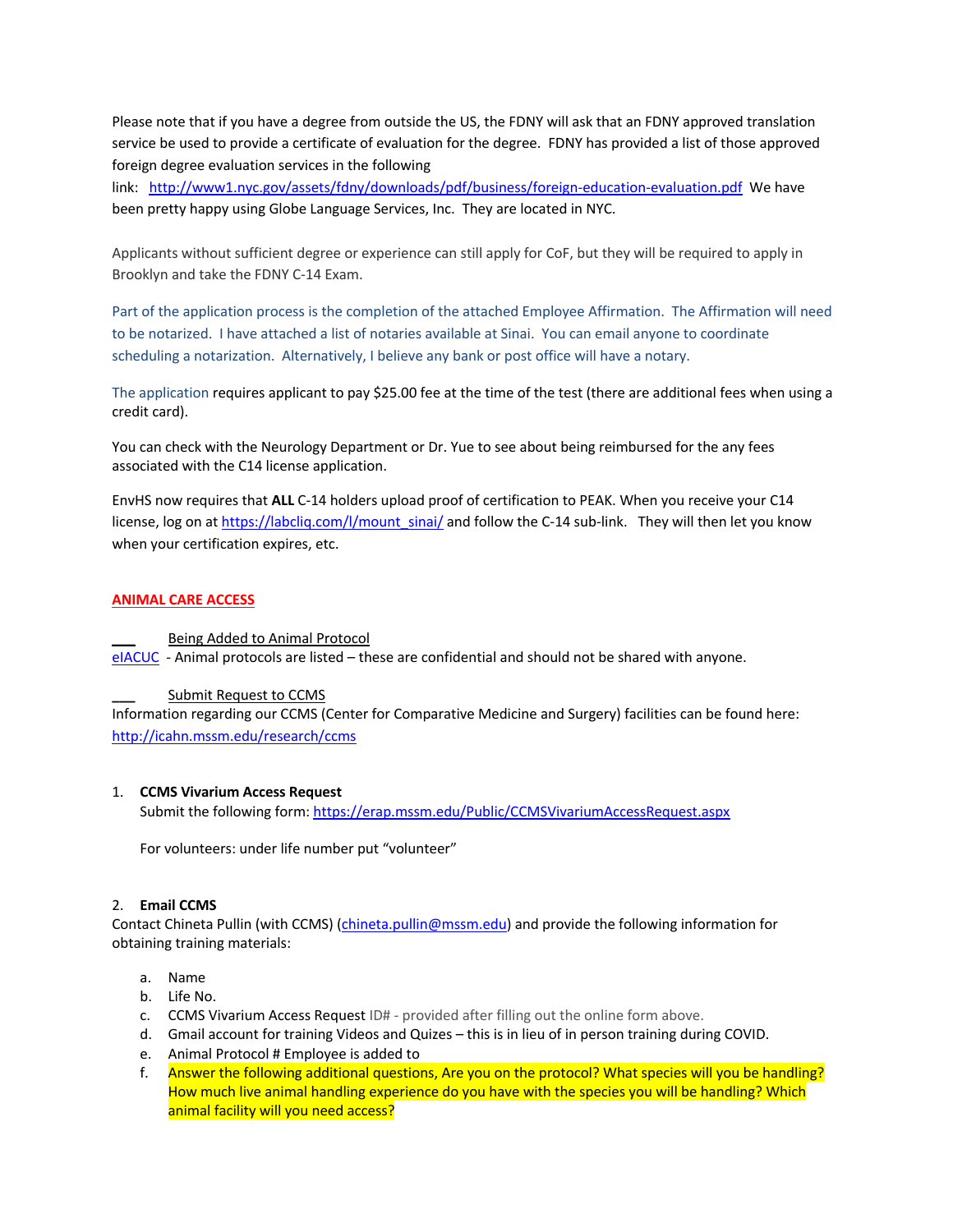Please note that if you have a degree from outside the US, the FDNY will ask that an FDNY approved translation service be used to provide a certificate of evaluation for the degree. FDNY has provided a list of those approved foreign degree evaluation services in the following link: [http://www1.nyc.gov/assets/fdny/downloads/pdf/business/foreign-education-evaluation.pdf](http://www1.nyc.gov/assets/fdny/downloads/pdf/business/foreign-education-evaluation.pdf) We have been pretty happy using Globe Language Services, Inc. They are located in NYC.

Applicants without sufficient degree or experience can still apply for CoF, but they will be required to apply in Brooklyn and take the FDNY C-14 Exam.

Part of the application process is the completion of the attached Employee Affirmation. The Affirmation will need to be notarized. I have attached a list of notaries available at Sinai. You can email anyone to coordinate scheduling a notarization. Alternatively, I believe any bank or post office will have a notary.

The application requires applicant to pay $25.00 fee at the time of the test (there are additional fees when using a credit card).

You can check with the Neurology Department or Dr. Yue to see about being reimbursed for the any fees associated with the C14 license application.

EnvHS now requires that **ALL** C-14 holders upload proof of certification to PEAK. When you receive your C14 license, log on at [https://labcliq.com/l/mount_sinai/](https://labcliq.com/l/mount_sinai/) and follow the C-14 sub-link. They will then let you know when your certification expires, etc.

## ANIMAL CARE ACCESS

___ Being Added to Animal Protocol

eIACUC - Animal protocols are listed – these are confidential and should not be shared with anyone.

___ Submit Request to CCMS

Information regarding our CCMS (Center for Comparative Medicine and Surgery) facilities can be found here: [http://icahn.mssm.edu/research/ccms](http://icahn.mssm.edu/research/ccms)

1. **CCMS Vivarium Access Request**
   Submit the following form: [https://erap.mssm.edu/Public/CCMSVivariumAccessRequest.aspx](https://erap.mssm.edu/Public/CCMSVivariumAccessRequest.aspx)

   For volunteers: under life number put "volunteer"

2. **Email CCMS**
   Contact Chineta Pullin (with CCMS) ([chineta.pullin@mssm.edu](mailto:chineta.pullin@mssm.edu)) and provide the following information for obtaining training materials:

   a. Name
   b. Life No.
   c. CCMS Vivarium Access Request ID# - provided after filling out the online form above.
   d. Gmail account for training Videos and Quizes – this is in lieu of in person training during COVID.
   e. Animal Protocol # Employee is added to
   f. Answer the following additional questions, Are you on the protocol? What species will you be handling? How much live animal handling experience do you have with the species you will be handling? Which animal facility will you need access?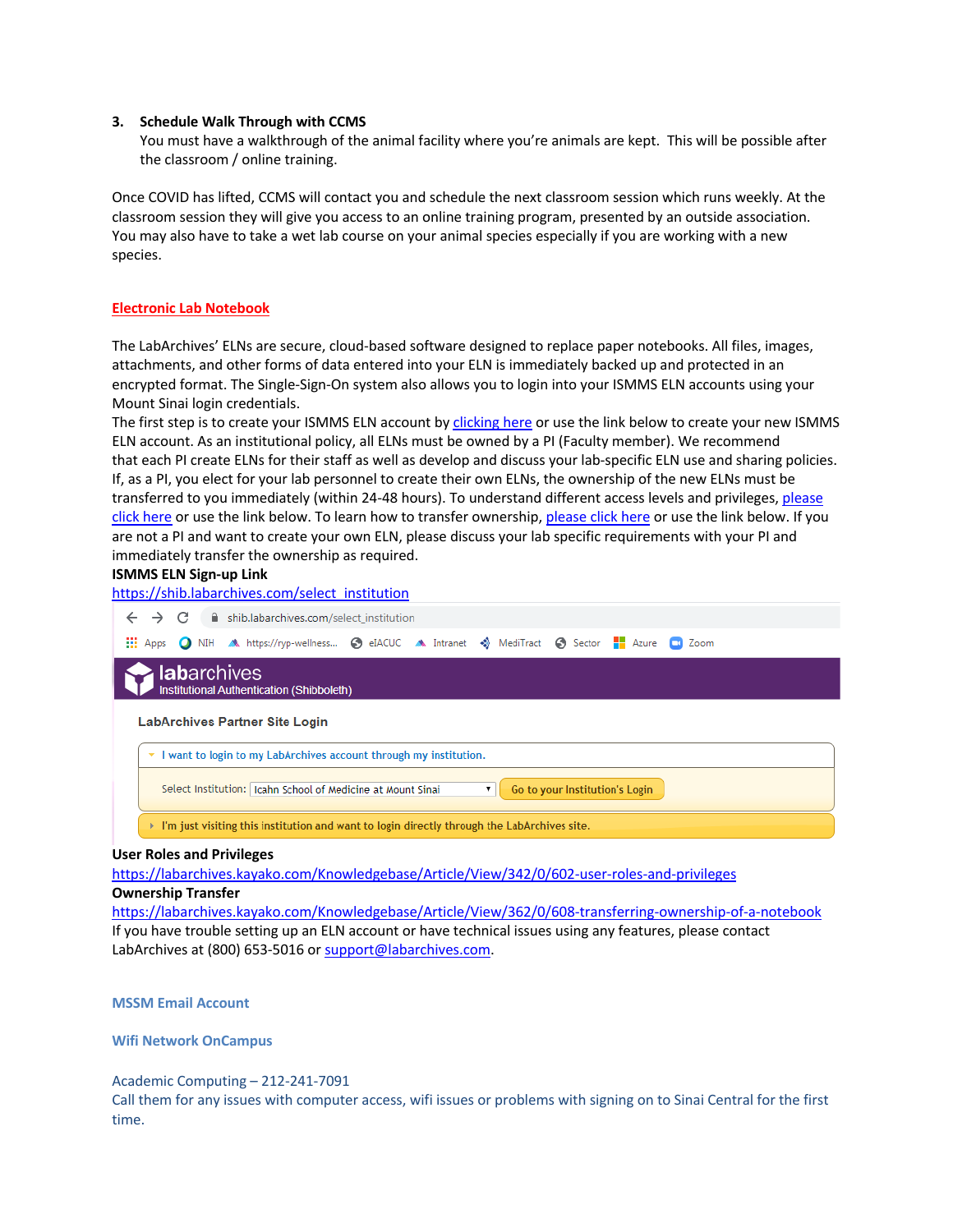3. **Schedule Walk Through with CCMS**
   You must have a walkthrough of the animal facility where you're animals are kept. This will be possible after the classroom / online training.

Once COVID has lifted, CCMS will contact you and schedule the next classroom session which runs weekly. At the classroom session they will give you access to an online training program, presented by an outside association. You may also have to take a wet lab course on your animal species especially if you are working with a new species.

## Electronic Lab Notebook

The LabArchives' ELNs are secure, cloud-based software designed to replace paper notebooks. All files, images, attachments, and other forms of data entered into your ELN is immediately backed up and protected in an encrypted format. The Single-Sign-On system also allows you to login into your ISMMS ELN accounts using your Mount Sinai login credentials.
The first step is to create your ISMMS ELN account by clicking here or use the link below to create your new ISMMS ELN account. As an institutional policy, all ELNs must be owned by a PI (Faculty member). We recommend that each PI create ELNs for their staff as well as develop and discuss your lab-specific ELN use and sharing policies. If, as a PI, you elect for your lab personnel to create their own ELNs, the ownership of the new ELNs must be transferred to you immediately (within 24-48 hours). To understand different access levels and privileges, please click here or use the link below. To learn how to transfer ownership, please click here or use the link below. If you are not a PI and want to create your own ELN, please discuss your lab specific requirements with your PI and immediately transfer the ownership as required.

**ISMMS ELN Sign-up Link**
https://shib.labarchives.com/select_institution

**User Roles and Privileges**
https://labarchives.kayako.com/Knowledgebase/Article/View/342/0/602-user-roles-and-privileges

**Ownership Transfer**
https://labarchives.kayako.com/Knowledgebase/Article/View/362/0/608-transferring-ownership-of-a-notebook

If you have trouble setting up an ELN account or have technical issues using any features, please contact LabArchives at (800) 653-5016 or support@labarchives.com.

## MSSM Email Account

## Wifi Network OnCampus

Academic Computing – 212-241-7091
Call them for any issues with computer access, wifi issues or problems with signing on to Sinai Central for the first time.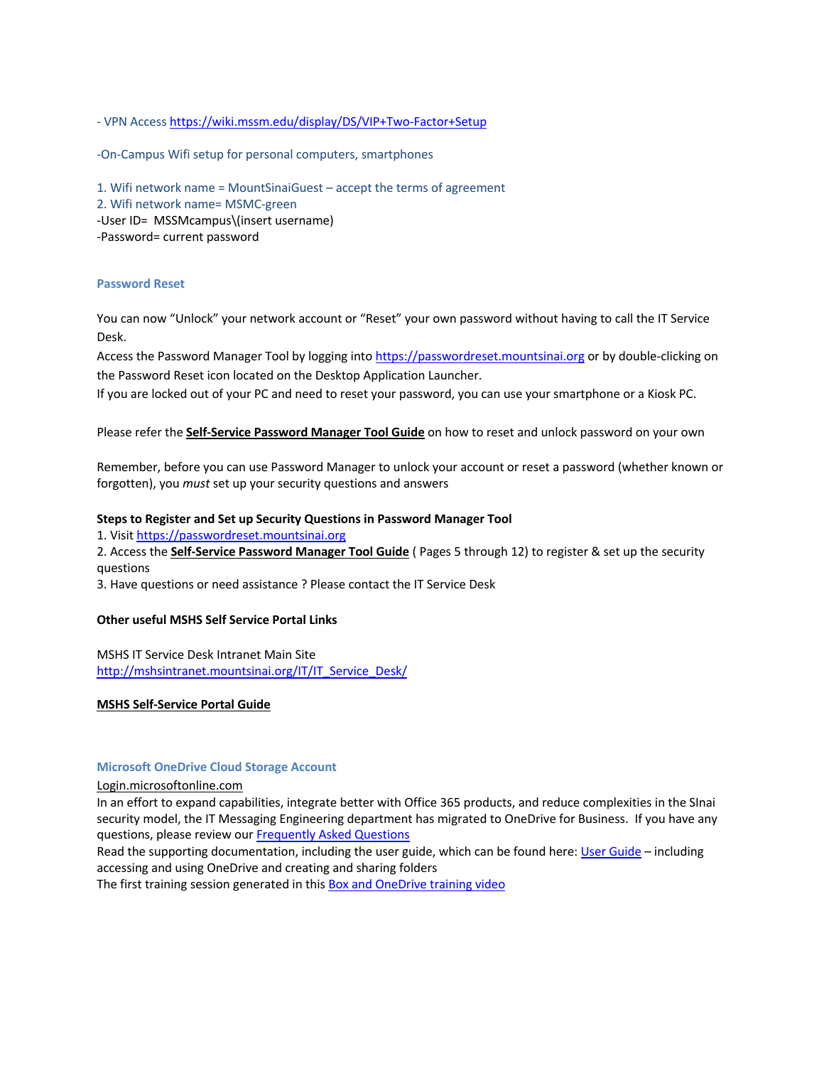- VPN Access https://wiki.mssm.edu/display/DS/VIP+Two-Factor+Setup

-On-Campus Wifi setup for personal computers, smartphones

1. Wifi network name = MountSinaiGuest – accept the terms of agreement
2. Wifi network name= MSMC-green

-User ID= MSSMcampus\(insert username)
-Password= current password

## Password Reset

You can now "Unlock" your network account or "Reset" your own password without having to call the IT Service Desk.
Access the Password Manager Tool by logging into https://passwordreset.mountsinai.org or by double-clicking on the Password Reset icon located on the Desktop Application Launcher.
If you are locked out of your PC and need to reset your password, you can use your smartphone or a Kiosk PC.

Please refer the **Self-Service Password Manager Tool Guide** on how to reset and unlock password on your own

Remember, before you can use Password Manager to unlock your account or reset a password (whether known or forgotten), you *must* set up your security questions and answers

**Steps to Register and Set up Security Questions in Password Manager Tool**

1. Visit https://passwordreset.mountsinai.org
2. Access the **Self-Service Password Manager Tool Guide** ( Pages 5 through 12) to register & set up the security questions
3. Have questions or need assistance ? Please contact the IT Service Desk

**Other useful MSHS Self Service Portal Links**

MSHS IT Service Desk Intranet Main Site
http://mshsintranet.mountsinai.org/IT/IT_Service_Desk/

**MSHS Self-Service Portal Guide**

## Microsoft OneDrive Cloud Storage Account

Login.microsoftonline.com
In an effort to expand capabilities, integrate better with Office 365 products, and reduce complexities in the SInai security model, the IT Messaging Engineering department has migrated to OneDrive for Business. If you have any questions, please review our Frequently Asked Questions
Read the supporting documentation, including the user guide, which can be found here: User Guide – including accessing and using OneDrive and creating and sharing folders
The first training session generated in this Box and OneDrive training video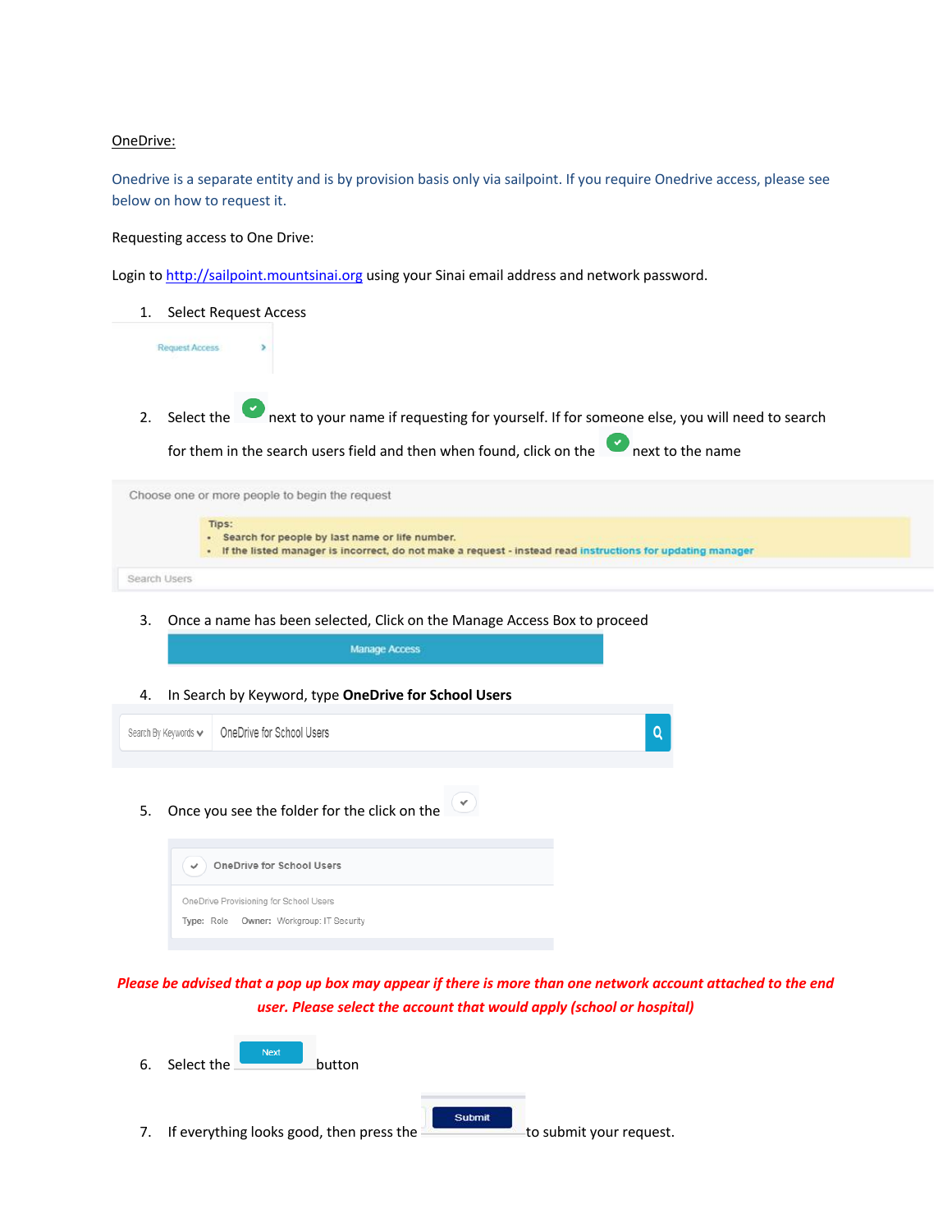OneDrive:

Onedrive is a separate entity and is by provision basis only via sailpoint. If you require Onedrive access, please see below on how to request it.

Requesting access to One Drive:

Login to http://sailpoint.mountsinai.org using your Sinai email address and network password.

1. Select Request Access

   Request Access

2. Select the ✔ next to your name if requesting for yourself. If for someone else, you will need to search for them in the search users field and then when found, click on the ✔ next to the name

   Choose one or more people to begin the request

   Tips:
   - Search for people by last name or life number.
   - If the listed manager is incorrect, do not make a request - instead read instructions for updating manager

   Search Users

3. Once a name has been selected, Click on the Manage Access Box to proceed

   Manage Access

4. In Search by Keyword, type **OneDrive for School Users**

   Search By Keywords | OneDrive for School Users

5. Once you see the folder for the click on the ✔

   OneDrive for School Users

   OneDrive Provisioning for School Users

   Type: Role Owner: Workgroup: IT Security

***Please be advised that a pop up box may appear if there is more than one network account attached to the end user. Please select the account that would apply (school or hospital)***

6. Select the Next button

7. If everything looks good, then press the Submit to submit your request.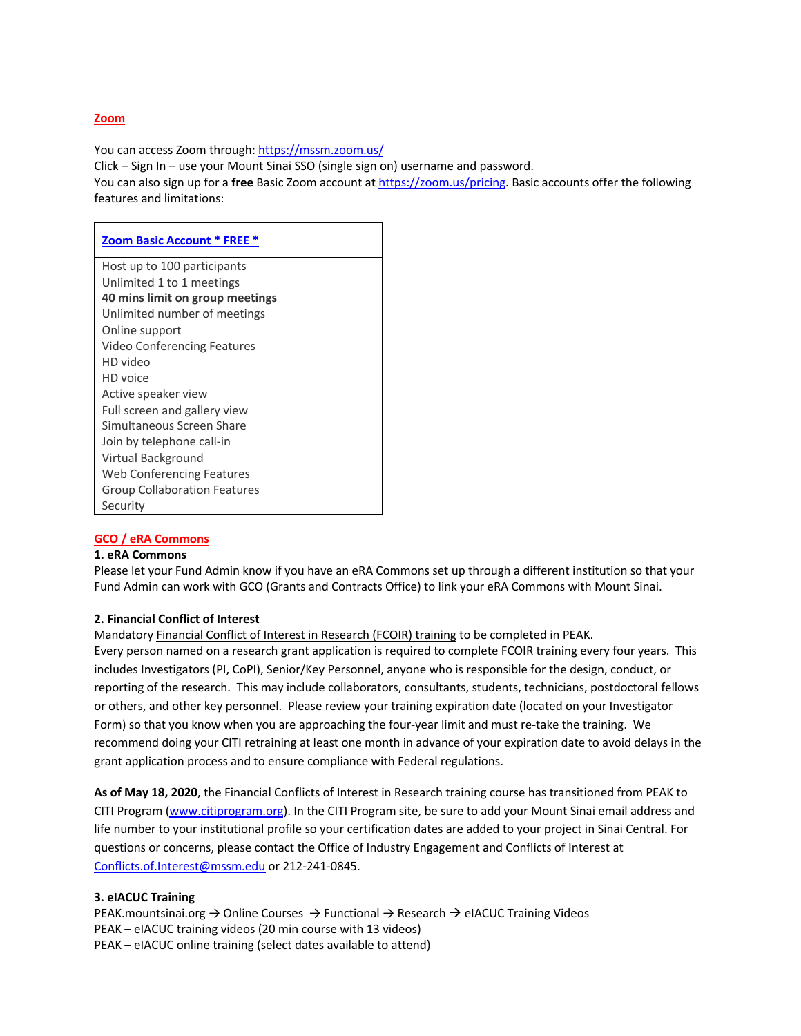## Zoom

You can access Zoom through: https://mssm.zoom.us/
Click – Sign In – use your Mount Sinai SSO (single sign on) username and password.
You can also sign up for a **free** Basic Zoom account at https://zoom.us/pricing. Basic accounts offer the following features and limitations:

| Zoom Basic Account * FREE * |
|---|
| Host up to 100 participants<br>Unlimited 1 to 1 meetings<br>**40 mins limit on group meetings**<br>Unlimited number of meetings<br>Online support<br>Video Conferencing Features<br>HD video<br>HD voice<br>Active speaker view<br>Full screen and gallery view<br>Simultaneous Screen Share<br>Join by telephone call-in<br>Virtual Background<br>Web Conferencing Features<br>Group Collaboration Features<br>Security |

## GCO / eRA Commons

**1. eRA Commons**
Please let your Fund Admin know if you have an eRA Commons set up through a different institution so that your Fund Admin can work with GCO (Grants and Contracts Office) to link your eRA Commons with Mount Sinai.

**2. Financial Conflict of Interest**
Mandatory Financial Conflict of Interest in Research (FCOIR) training to be completed in PEAK.
Every person named on a research grant application is required to complete FCOIR training every four years. This includes Investigators (PI, CoPI), Senior/Key Personnel, anyone who is responsible for the design, conduct, or reporting of the research. This may include collaborators, consultants, students, technicians, postdoctoral fellows or others, and other key personnel. Please review your training expiration date (located on your Investigator Form) so that you know when you are approaching the four-year limit and must re-take the training. We recommend doing your CITI retraining at least one month in advance of your expiration date to avoid delays in the grant application process and to ensure compliance with Federal regulations.

**As of May 18, 2020**, the Financial Conflicts of Interest in Research training course has transitioned from PEAK to CITI Program (www.citiprogram.org). In the CITI Program site, be sure to add your Mount Sinai email address and life number to your institutional profile so your certification dates are added to your project in Sinai Central. For questions or concerns, please contact the Office of Industry Engagement and Conflicts of Interest at Conflicts.of.Interest@mssm.edu or 212-241-0845.

**3. eIACUC Training**
PEAK.mountsinai.org → Online Courses → Functional → Research → eIACUC Training Videos
PEAK – eIACUC training videos (20 min course with 13 videos)
PEAK – eIACUC online training (select dates available to attend)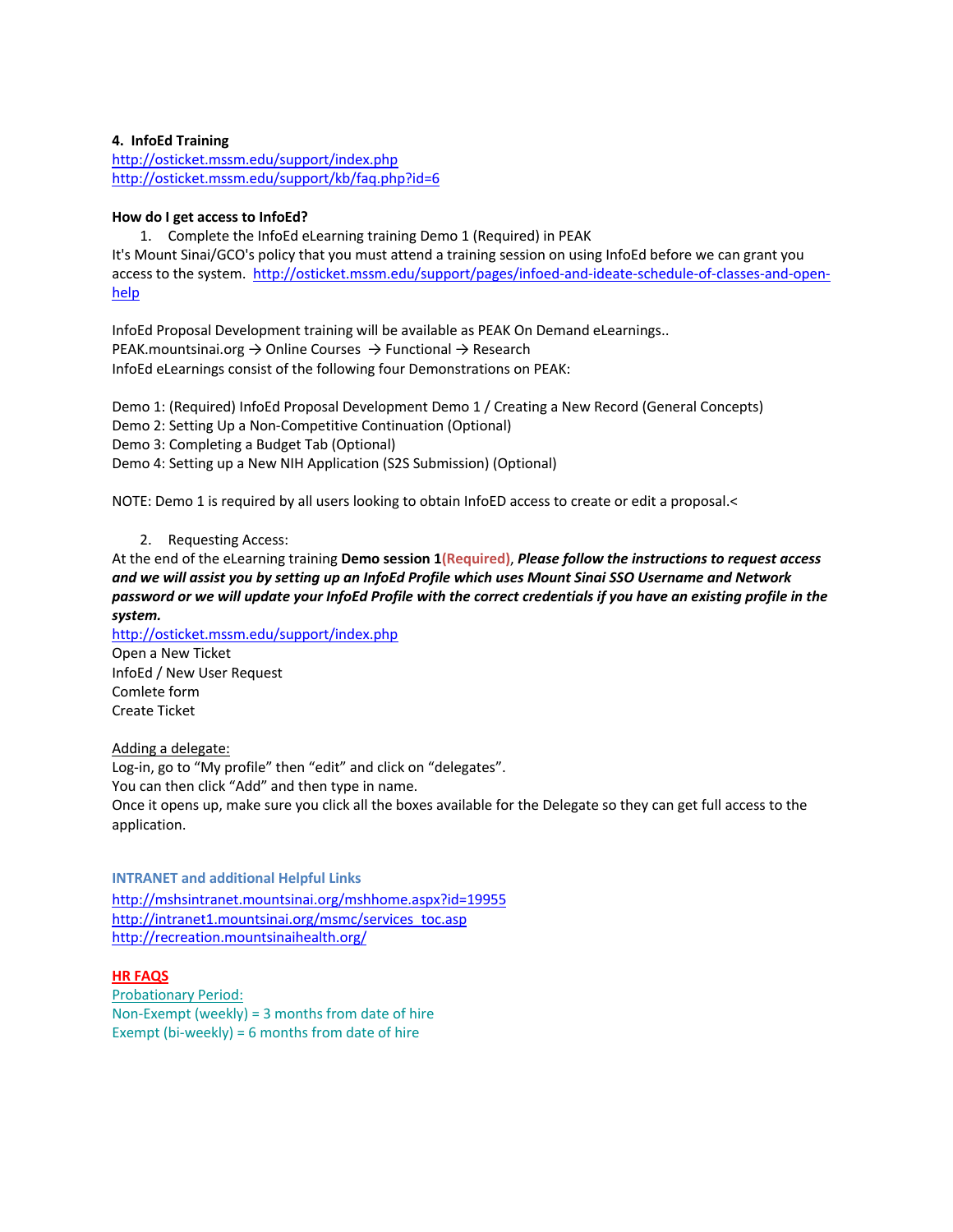**4. InfoEd Training**

http://osticket.mssm.edu/support/index.php
http://osticket.mssm.edu/support/kb/faq.php?id=6

**How do I get access to InfoEd?**

1. Complete the InfoEd eLearning training Demo 1 (Required) in PEAK

It's Mount Sinai/GCO's policy that you must attend a training session on using InfoEd before we can grant you access to the system. http://osticket.mssm.edu/support/pages/infoed-and-ideate-schedule-of-classes-and-open-help

InfoEd Proposal Development training will be available as PEAK On Demand eLearnings..
PEAK.mountsinai.org → Online Courses → Functional → Research
InfoEd eLearnings consist of the following four Demonstrations on PEAK:

Demo 1: (Required) InfoEd Proposal Development Demo 1 / Creating a New Record (General Concepts)
Demo 2: Setting Up a Non-Competitive Continuation (Optional)
Demo 3: Completing a Budget Tab (Optional)
Demo 4: Setting up a New NIH Application (S2S Submission) (Optional)

NOTE: Demo 1 is required by all users looking to obtain InfoED access to create or edit a proposal.<

2. Requesting Access:

At the end of the eLearning training **Demo session 1(Required)**, ***Please follow the instructions to request access and we will assist you by setting up an InfoEd Profile which uses Mount Sinai SSO Username and Network password or we will update your InfoEd Profile with the correct credentials if you have an existing profile in the system.***

http://osticket.mssm.edu/support/index.php
Open a New Ticket
InfoEd / New User Request
Comlete form
Create Ticket

Adding a delegate:
Log-in, go to "My profile" then "edit" and click on "delegates".
You can then click "Add" and then type in name.
Once it opens up, make sure you click all the boxes available for the Delegate so they can get full access to the application.

**INTRANET and additional Helpful Links**

http://mshsintranet.mountsinai.org/mshhome.aspx?id=19955
http://intranet1.mountsinai.org/msmc/services_toc.asp
http://recreation.mountsinaihealth.org/

**HR FAQS**

Probationary Period:
Non-Exempt (weekly) = 3 months from date of hire
Exempt (bi-weekly) = 6 months from date of hire